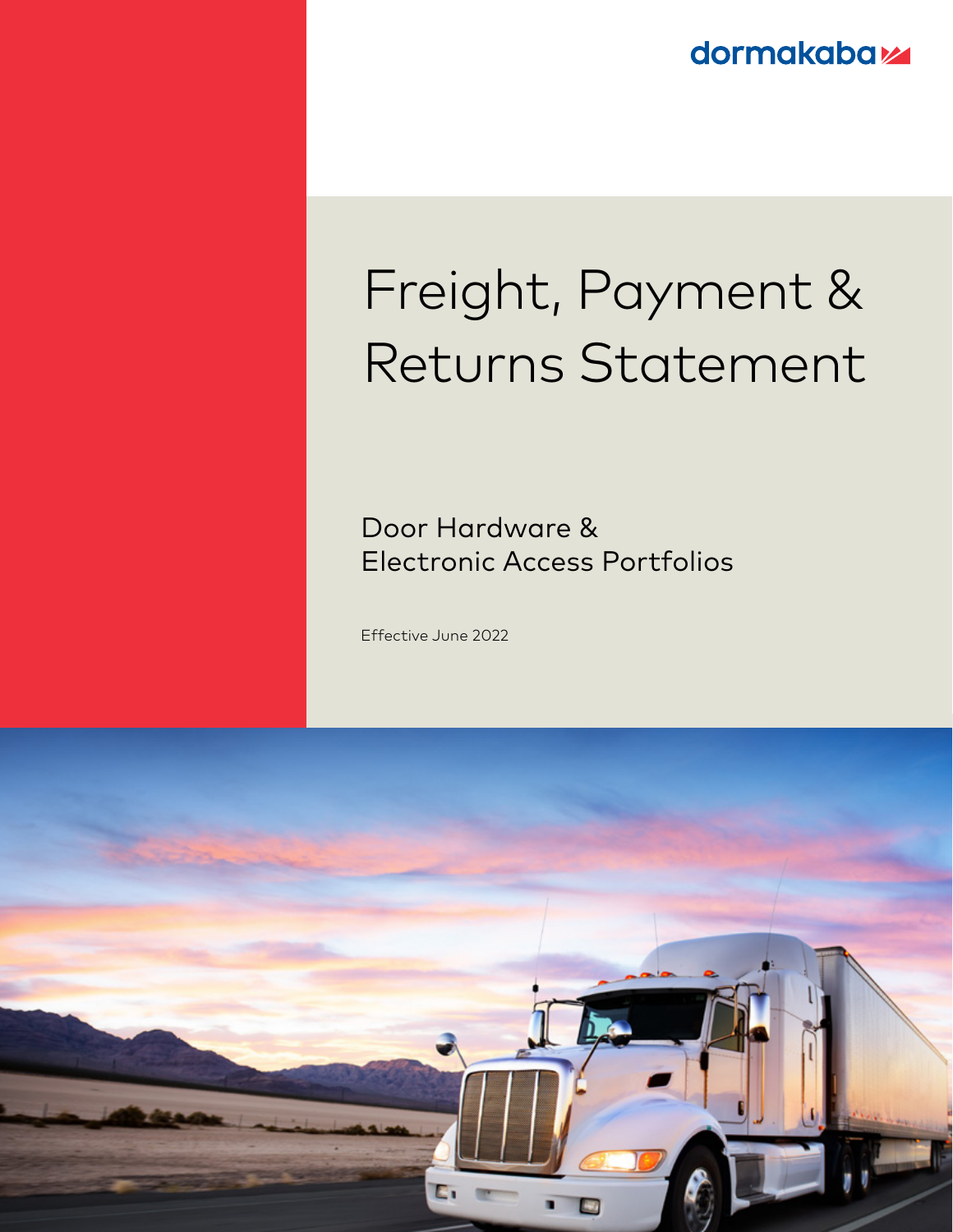dormakaba

# Freight, Payment & Returns Statement

## Door Hardware & Electronic Access Portfolios

Effective June 2022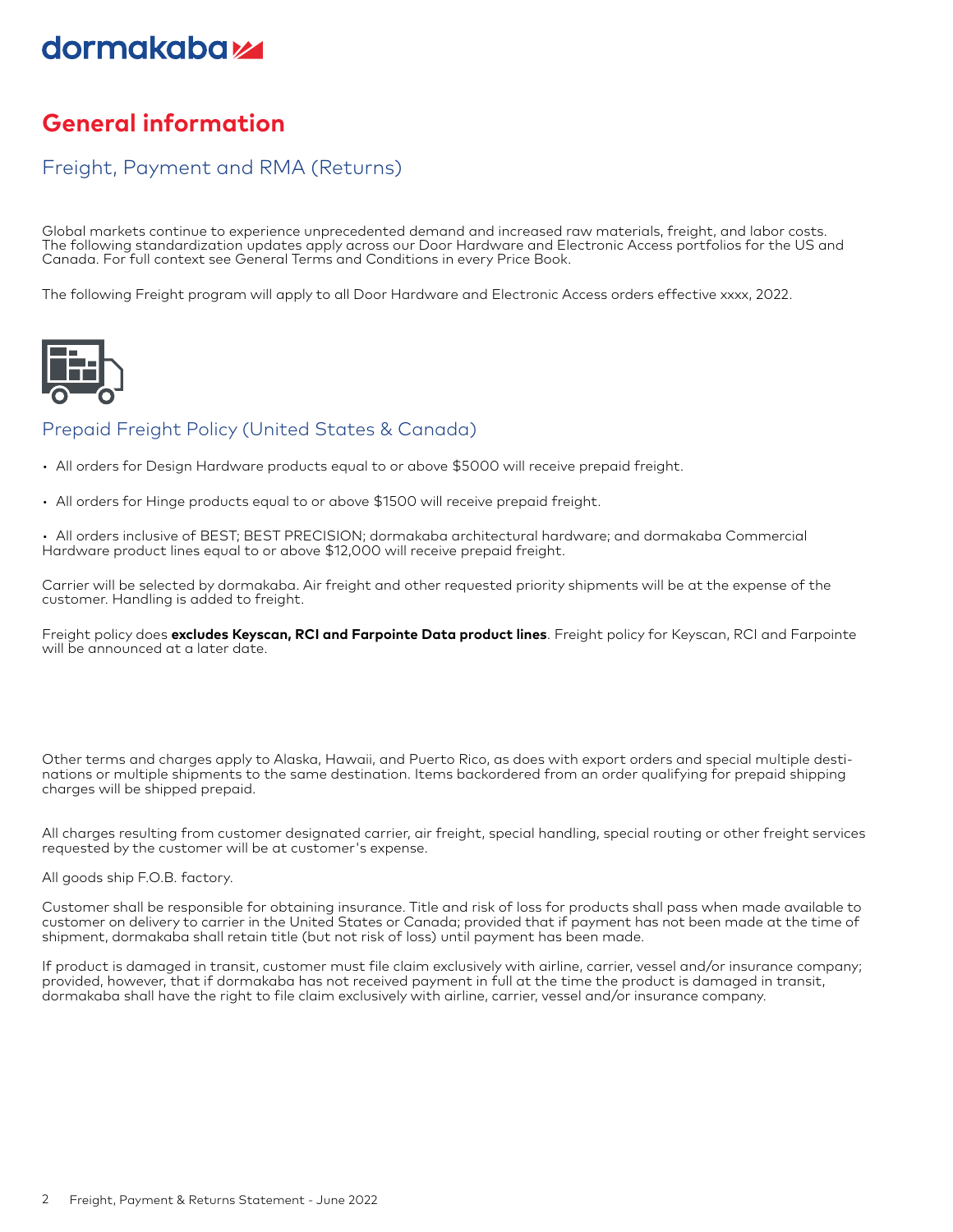# General information

## Freight, Payment and RMA (Returns)

Global markets continue to experience unprecedented demand and increased raw materials, freight, and labor costs. The following standardization updates apply across our Door Hardware and Electronic Access portfolios for the US and Canada. For full context see General Terms and Conditions in every Price Book.

The following Freight program will apply to all Door Hardware and Electronic Access orders effective xxxx, 2022.

## Prepaid Freight Policy (United States & Canada)

- All orders for Design Hardware products equal to or above $5000 will receive prepaid freight.
- All orders for Hinge products equal to or above $1500 will receive prepaid freight.
- All orders inclusive of BEST; BEST PRECISION; dormakaba architectural hardware; and dormakaba Commercial Hardware product lines equal to or above $12,000 will receive prepaid freight.

Carrier will be selected by dormakaba. Air freight and other requested priority shipments will be at the expense of the customer. Handling is added to freight.

Freight policy does **excludes Keyscan, RCI and Farpointe Data product lines**. Freight policy for Keyscan, RCI and Farpointe will be announced at a later date.

Other terms and charges apply to Alaska, Hawaii, and Puerto Rico, as does with export orders and special multiple destinations or multiple shipments to the same destination. Items backordered from an order qualifying for prepaid shipping charges will be shipped prepaid.

All charges resulting from customer designated carrier, air freight, special handling, special routing or other freight services requested by the customer will be at customer's expense.

All goods ship F.O.B. factory.

Customer shall be responsible for obtaining insurance. Title and risk of loss for products shall pass when made available to customer on delivery to carrier in the United States or Canada; provided that if payment has not been made at the time of shipment, dormakaba shall retain title (but not risk of loss) until payment has been made.

If product is damaged in transit, customer must file claim exclusively with airline, carrier, vessel and/or insurance company; provided, however, that if dormakaba has not received payment in full at the time the product is damaged in transit, dormakaba shall have the right to file claim exclusively with airline, carrier, vessel and/or insurance company.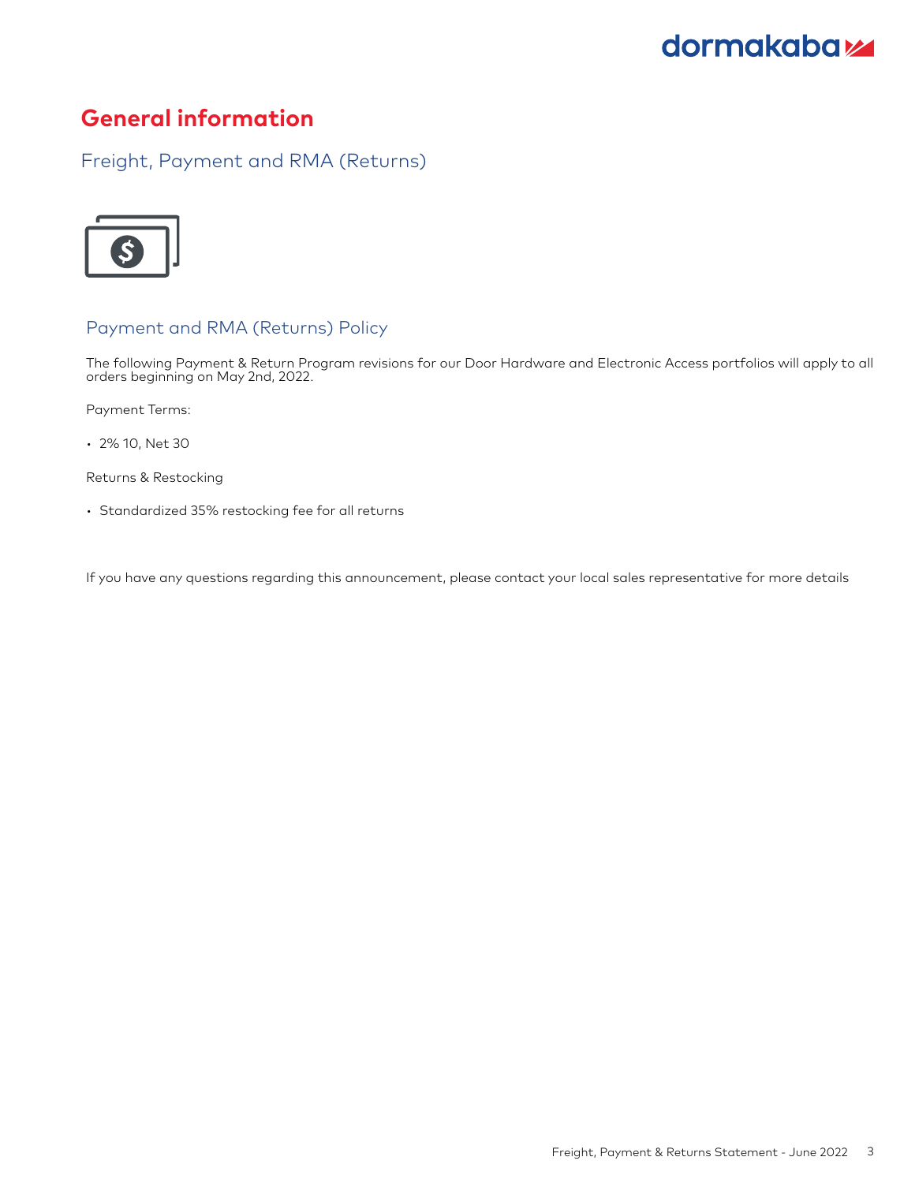# General information

## Freight, Payment and RMA (Returns)

### Payment and RMA (Returns) Policy

The following Payment & Return Program revisions for our Door Hardware and Electronic Access portfolios will apply to all orders beginning on May 2nd, 2022.

Payment Terms:

- 2% 10, Net 30

Returns & Restocking

- Standardized 35% restocking fee for all returns

If you have any questions regarding this announcement, please contact your local sales representative for more details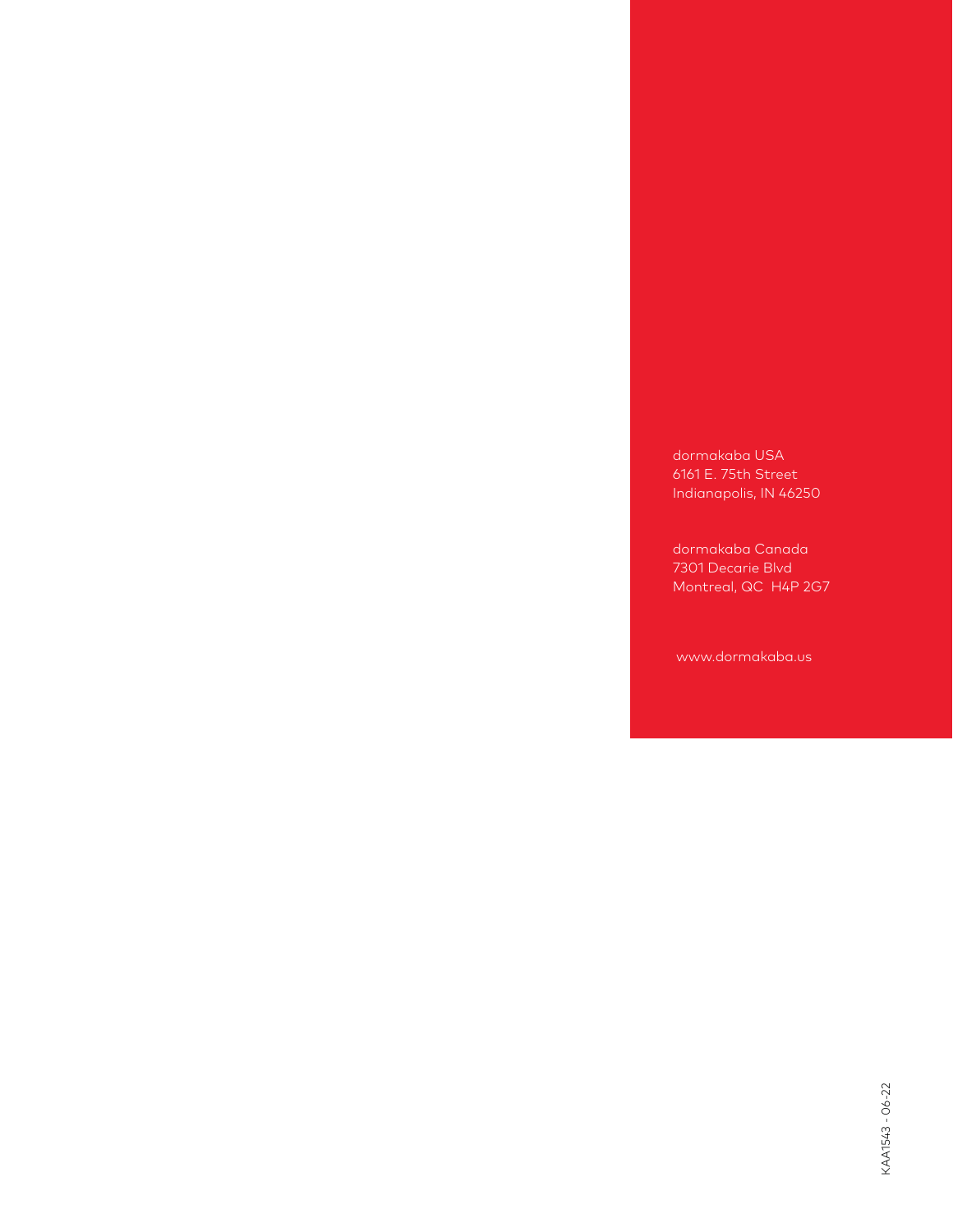dormakaba USA
6161 E. 75th Street
Indianapolis, IN 46250

dormakaba Canada
7301 Decarie Blvd
Montreal, QC  H4P 2G7

www.dormakaba.us

KAA1543 - 06-22